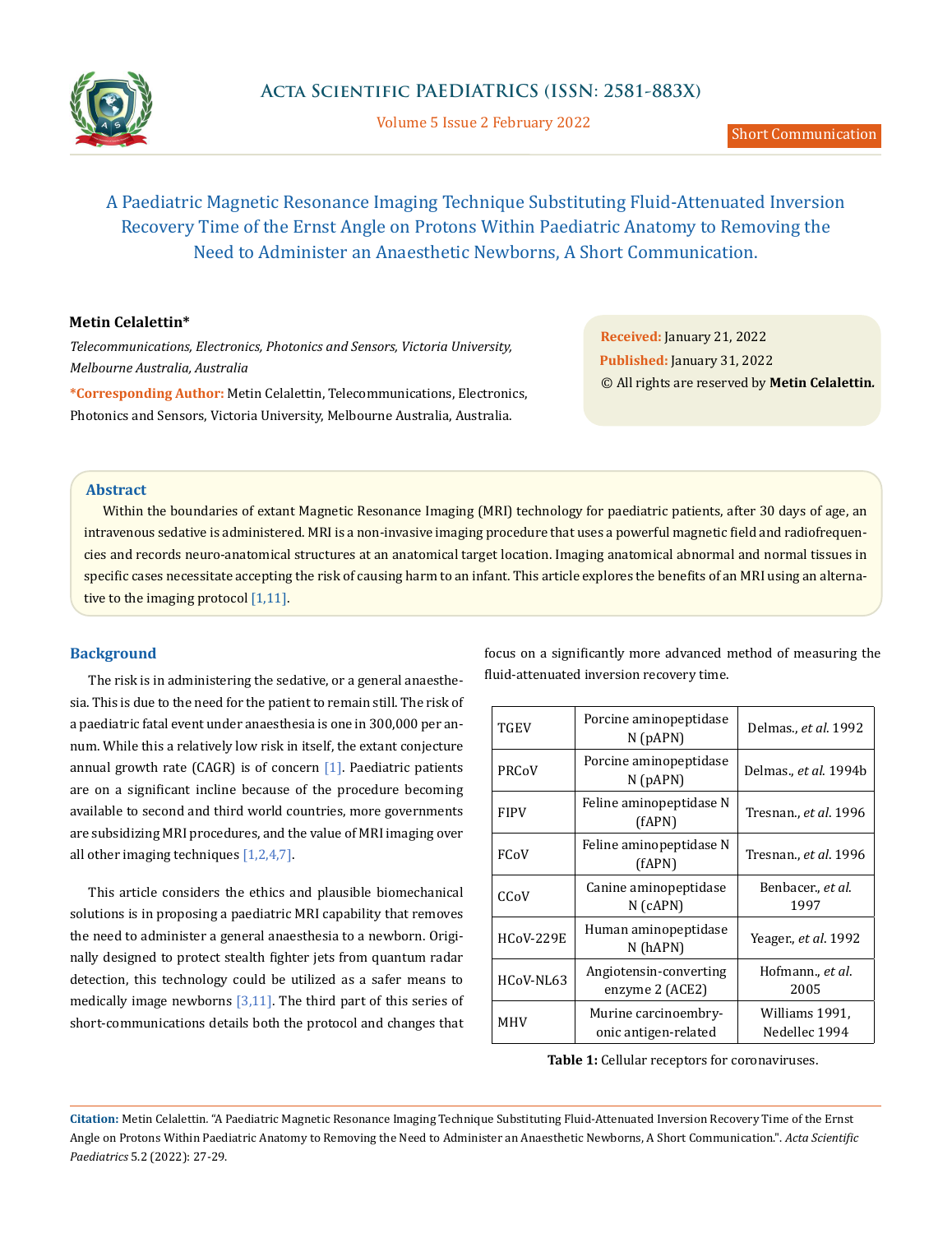# A Paediatric Magnetic Resonance Imaging Technique Substituting Fluid-Attenuated Inversion Recovery Time of the Ernst Angle on Protons Within Paediatric Anatomy to Removing the Need to Administer an Anaesthetic Newborns, A Short Communication.

**Metin Celalettin***

*Telecommunications, Electronics, Photonics and Sensors, Victoria University, Melbourne Australia, Australia*

**\*Corresponding Author:** Metin Celalettin, Telecommunications, Electronics, Photonics and Sensors, Victoria University, Melbourne Australia, Australia.

**Received:** January 21, 2022
**Published:** January 31, 2022
© All rights are reserved by **Metin Celalettin.**

## Abstract

Within the boundaries of extant Magnetic Resonance Imaging (MRI) technology for paediatric patients, after 30 days of age, an intravenous sedative is administered. MRI is a non-invasive imaging procedure that uses a powerful magnetic field and radiofrequencies and records neuro-anatomical structures at an anatomical target location. Imaging anatomical abnormal and normal tissues in specific cases necessitate accepting the risk of causing harm to an infant. This article explores the benefits of an MRI using an alternative to the imaging protocol [1,11].

## Background

The risk is in administering the sedative, or a general anaesthesia. This is due to the need for the patient to remain still. The risk of a paediatric fatal event under anaesthesia is one in 300,000 per annum. While this a relatively low risk in itself, the extant conjecture annual growth rate (CAGR) is of concern [1]. Paediatric patients are on a significant incline because of the procedure becoming available to second and third world countries, more governments are subsidizing MRI procedures, and the value of MRI imaging over all other imaging techniques [1,2,4,7].

This article considers the ethics and plausible biomechanical solutions is in proposing a paediatric MRI capability that removes the need to administer a general anaesthesia to a newborn. Originally designed to protect stealth fighter jets from quantum radar detection, this technology could be utilized as a safer means to medically image newborns [3,11]. The third part of this series of short-communications details both the protocol and changes that focus on a significantly more advanced method of measuring the fluid-attenuated inversion recovery time.

| | | |
|---|---|---|
| TGEV | Porcine aminopeptidase N (pAPN) | Delmas., *et al*. 1992 |
| PRCoV | Porcine aminopeptidase N (pAPN) | Delmas., *et al*. 1994b |
| FIPV | Feline aminopeptidase N (fAPN) | Tresnan., *et al*. 1996 |
| FCoV | Feline aminopeptidase N (fAPN) | Tresnan., *et al*. 1996 |
| CCoV | Canine aminopeptidase N (cAPN) | Benbacer., *et al*. 1997 |
| HCoV-229E | Human aminopeptidase N (hAPN) | Yeager., *et al*. 1992 |
| HCoV-NL63 | Angiotensin-converting enzyme 2 (ACE2) | Hofmann., *et al*. 2005 |
| MHV | Murine carcinoembryonic antigen-related | Williams 1991, Nedellec 1994 |

**Table 1:** Cellular receptors for coronaviruses.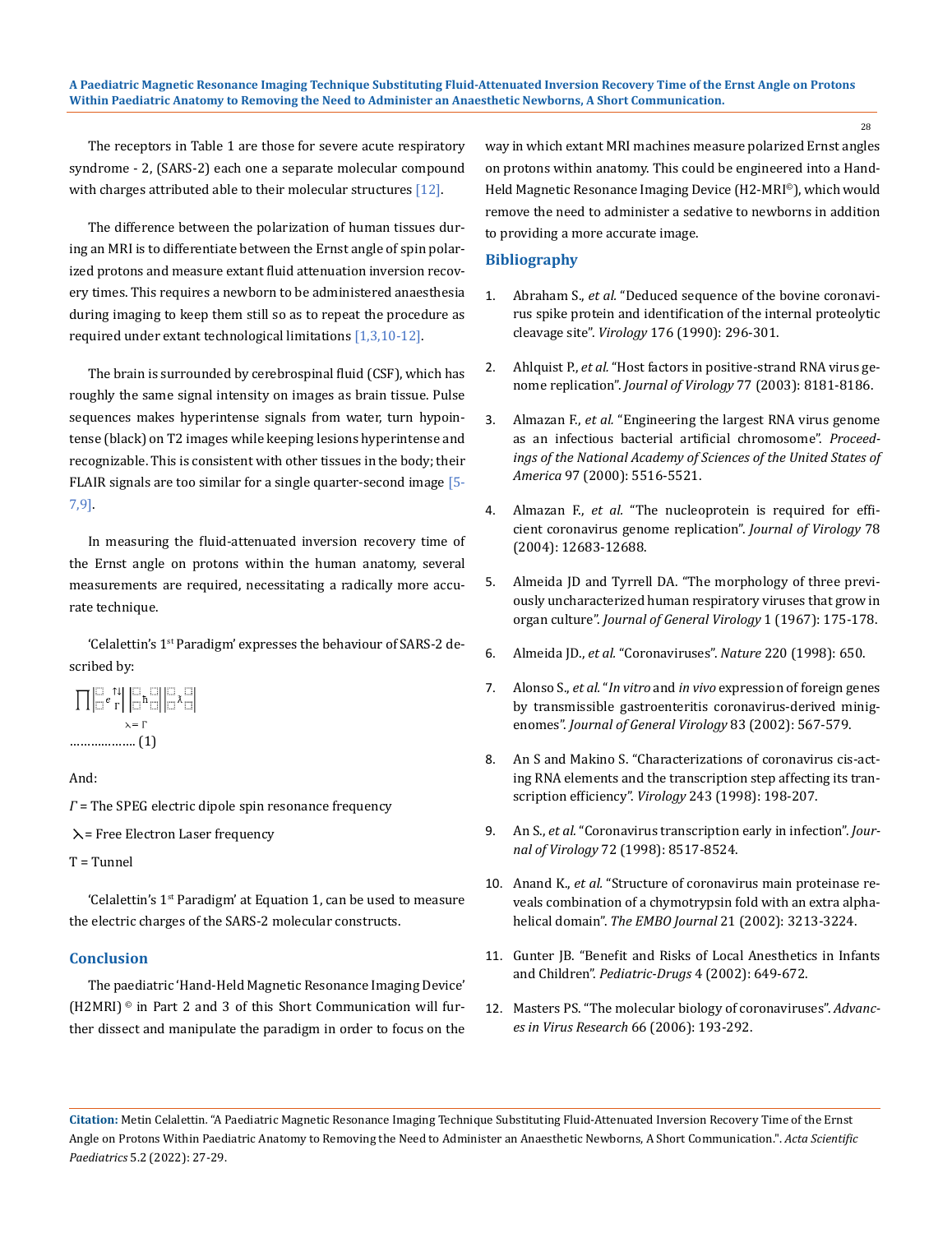The receptors in Table 1 are those for severe acute respiratory syndrome - 2, (SARS-2) each one a separate molecular compound with charges attributed able to their molecular structures [12].

The difference between the polarization of human tissues during an MRI is to differentiate between the Ernst angle of spin polarized protons and measure extant fluid attenuation inversion recovery times. This requires a newborn to be administered anaesthesia during imaging to keep them still so as to repeat the procedure as required under extant technological limitations [1,3,10-12].

The brain is surrounded by cerebrospinal fluid (CSF), which has roughly the same signal intensity on images as brain tissue. Pulse sequences makes hyperintense signals from water, turn hypointense (black) on T2 images while keeping lesions hyperintense and recognizable. This is consistent with other tissues in the body; their FLAIR signals are too similar for a single quarter-second image [5-7,9].

In measuring the fluid-attenuated inversion recovery time of the Ernst angle on protons within the human anatomy, several measurements are required, necessitating a radically more accurate technique.

'Celalettin's 1st Paradigm' expresses the behaviour of SARS-2 described by:

$$\prod_{\text{⅄} = \Gamma} \left| e^{\uparrow\downarrow}_{\Gamma} \right| \left| \hbar \right| \left| \lambda \right|$$

……………… (1)

And:

$\Gamma$ = The SPEG electric dipole spin resonance frequency

⅄ = Free Electron Laser frequency

T = Tunnel

'Celalettin's 1st Paradigm' at Equation 1, can be used to measure the electric charges of the SARS-2 molecular constructs.

## Conclusion

The paediatric 'Hand-Held Magnetic Resonance Imaging Device' (H2MRI) © in Part 2 and 3 of this Short Communication will further dissect and manipulate the paradigm in order to focus on the way in which extant MRI machines measure polarized Ernst angles on protons within anatomy. This could be engineered into a Hand-Held Magnetic Resonance Imaging Device (H2-MRI©), which would remove the need to administer a sedative to newborns in addition to providing a more accurate image.

## Bibliography

1. Abraham S., *et al.* "Deduced sequence of the bovine coronavirus spike protein and identification of the internal proteolytic cleavage site". *Virology* 176 (1990): 296-301.
2. Ahlquist P., *et al.* "Host factors in positive-strand RNA virus genome replication". *Journal of Virology* 77 (2003): 8181-8186.
3. Almazan F., *et al.* "Engineering the largest RNA virus genome as an infectious bacterial artificial chromosome". *Proceedings of the National Academy of Sciences of the United States of America* 97 (2000): 5516-5521.
4. Almazan F., *et al.* "The nucleoprotein is required for efficient coronavirus genome replication". *Journal of Virology* 78 (2004): 12683-12688.
5. Almeida JD and Tyrrell DA. "The morphology of three previously uncharacterized human respiratory viruses that grow in organ culture". *Journal of General Virology* 1 (1967): 175-178.
6. Almeida JD., *et al.* "Coronaviruses". *Nature* 220 (1998): 650.
7. Alonso S., *et al.* "*In vitro* and *in vivo* expression of foreign genes by transmissible gastroenteritis coronavirus-derived minigenomes". *Journal of General Virology* 83 (2002): 567-579.
8. An S and Makino S. "Characterizations of coronavirus cis-acting RNA elements and the transcription step affecting its transcription efficiency". *Virology* 243 (1998): 198-207.
9. An S., *et al.* "Coronavirus transcription early in infection". *Journal of Virology* 72 (1998): 8517-8524.
10. Anand K., *et al.* "Structure of coronavirus main proteinase reveals combination of a chymotrypsin fold with an extra alpha-helical domain". *The EMBO Journal* 21 (2002): 3213-3224.
11. Gunter JB. "Benefit and Risks of Local Anesthetics in Infants and Children". *Pediatric-Drugs* 4 (2002): 649-672.
12. Masters PS. "The molecular biology of coronaviruses". *Advances in Virus Research* 66 (2006): 193-292.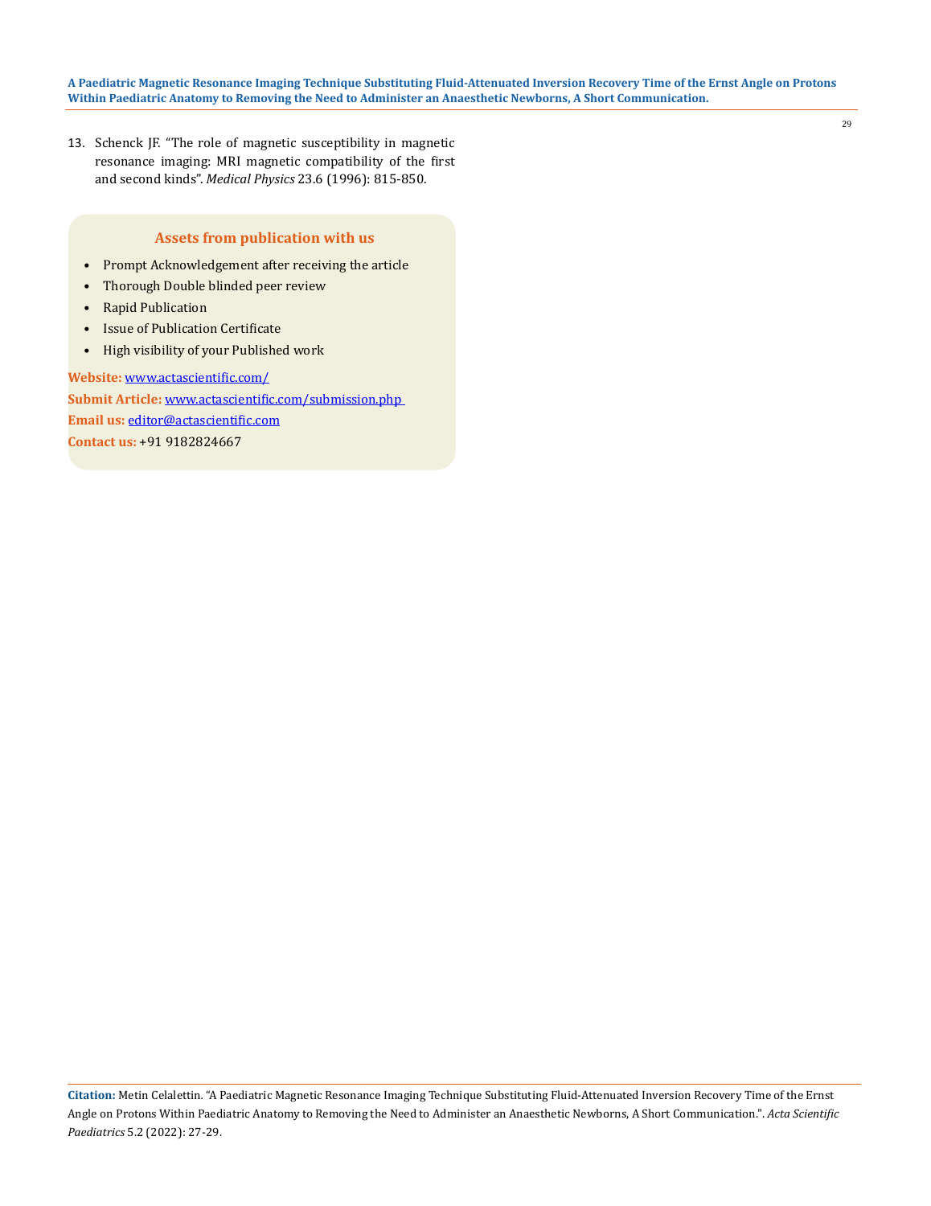13. Schenck JF. "The role of magnetic susceptibility in magnetic resonance imaging: MRI magnetic compatibility of the first and second kinds". *Medical Physics* 23.6 (1996): 815-850.

### Assets from publication with us

- Prompt Acknowledgement after receiving the article
- Thorough Double blinded peer review
- Rapid Publication
- Issue of Publication Certificate
- High visibility of your Published work

**Website:** www.actascientific.com/

**Submit Article:** www.actascientific.com/submission.php

**Email us:** editor@actascientific.com

**Contact us:** +91 9182824667

**Citation:** Metin Celalettin. "A Paediatric Magnetic Resonance Imaging Technique Substituting Fluid-Attenuated Inversion Recovery Time of the Ernst Angle on Protons Within Paediatric Anatomy to Removing the Need to Administer an Anaesthetic Newborns, A Short Communication.". *Acta Scientific Paediatrics* 5.2 (2022): 27-29.